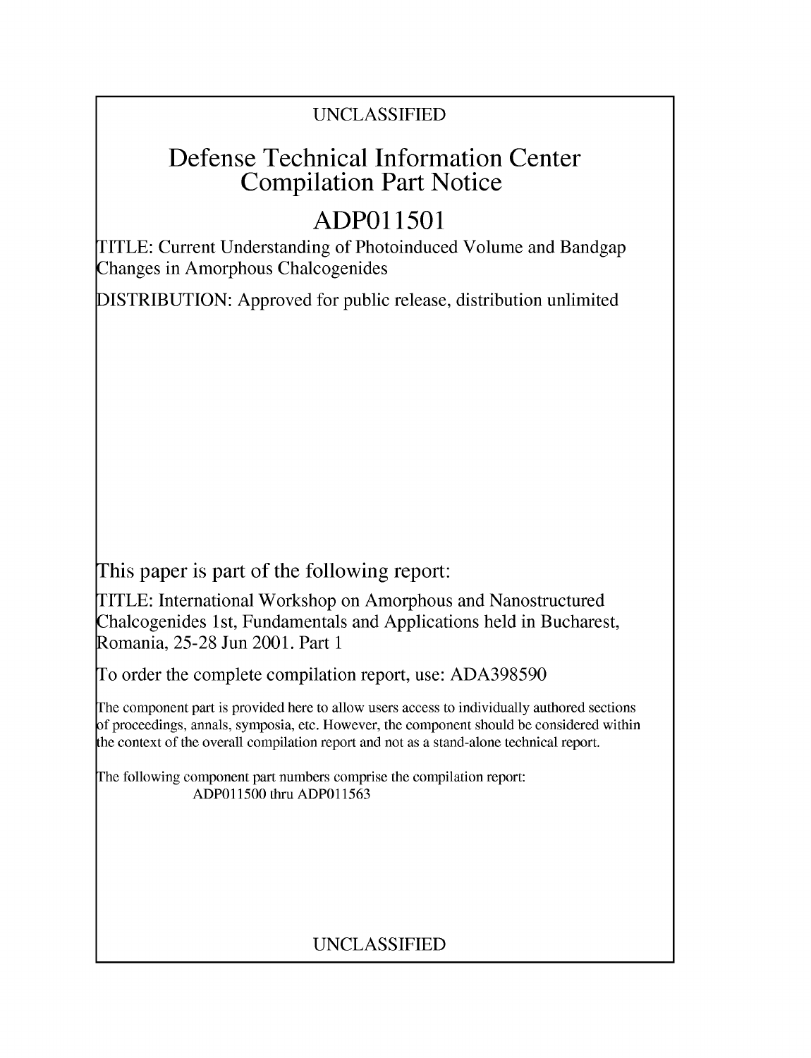UNCLASSIFIED

# Defense Technical Information Center Compilation Part Notice

# ADP011501

TITLE: Current Understanding of Photoinduced Volume and Bandgap Changes in Amorphous Chalcogenides

DISTRIBUTION: Approved for public release, distribution unlimited

This paper is part of the following report:

TITLE: International Workshop on Amorphous and Nanostructured Chalcogenides 1st, Fundamentals and Applications held in Bucharest, Romania, 25-28 Jun 2001. Part 1

To order the complete compilation report, use: ADA398590

The component part is provided here to allow users access to individually authored sections of proceedings, annals, symposia, etc. However, the component should be considered within the context of the overall compilation report and not as a stand-alone technical report.

The following component part numbers comprise the compilation report:
ADP011500 thru ADP011563

UNCLASSIFIED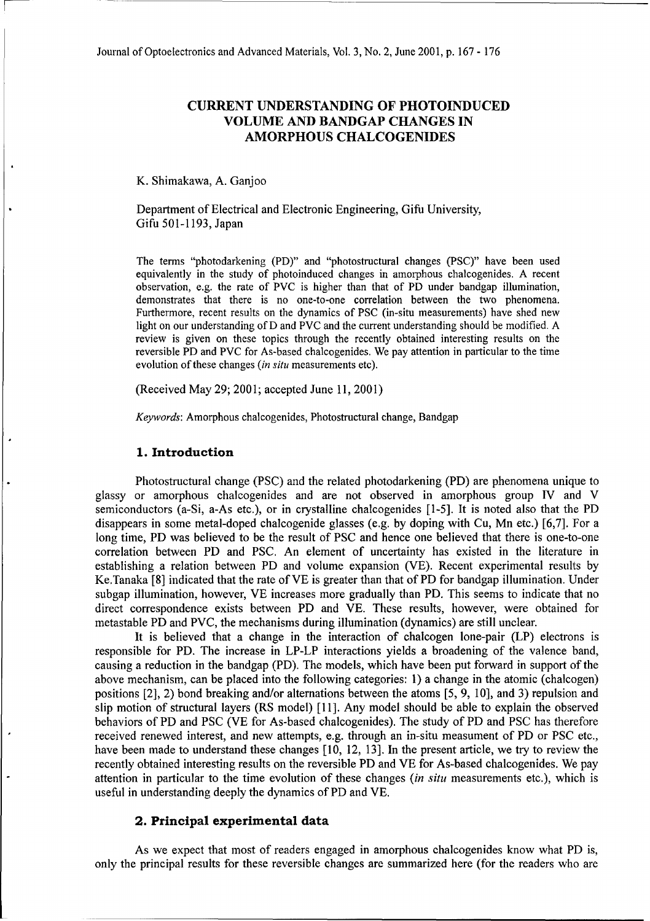# CURRENT UNDERSTANDING OF PHOTOINDUCED VOLUME AND BANDGAP CHANGES IN AMORPHOUS CHALCOGENIDES

K. Shimakawa, A. Ganjoo

Department of Electrical and Electronic Engineering, Gifu University, Gifu 501-1193, Japan

The terms "photodarkening (PD)" and "photostructural changes (PSC)" have been used equivalently in the study of photoinduced changes in amorphous chalcogenides. A recent observation, e.g. the rate of PVC is higher than that of PD under bandgap illumination, demonstrates that there is no one-to-one correlation between the two phenomena. Furthermore, recent results on the dynamics of PSC (in-situ measurements) have shed new light on our understanding of D and PVC and the current understanding should be modified. A review is given on these topics through the recently obtained interesting results on the reversible PD and PVC for As-based chalcogenides. We pay attention in particular to the time evolution of these changes (*in situ* measurements etc).

(Received May 29; 2001; accepted June 11, 2001)

*Keywords*: Amorphous chalcogenides, Photostructural change, Bandgap

## 1. Introduction

Photostructural change (PSC) and the related photodarkening (PD) are phenomena unique to glassy or amorphous chalcogenides and are not observed in amorphous group IV and V semiconductors (a-Si, a-As etc.), or in crystalline chalcogenides [1-5]. It is noted also that the PD disappears in some metal-doped chalcogenide glasses (e.g. by doping with Cu, Mn etc.) [6,7]. For a long time, PD was believed to be the result of PSC and hence one believed that there is one-to-one correlation between PD and PSC. An element of uncertainty has existed in the literature in establishing a relation between PD and volume expansion (VE). Recent experimental results by Ke.Tanaka [8] indicated that the rate of VE is greater than that of PD for bandgap illumination. Under subgap illumination, however, VE increases more gradually than PD. This seems to indicate that no direct correspondence exists between PD and VE. These results, however, were obtained for metastable PD and PVC, the mechanisms during illumination (dynamics) are still unclear.

It is believed that a change in the interaction of chalcogen lone-pair (LP) electrons is responsible for PD. The increase in LP-LP interactions yields a broadening of the valence band, causing a reduction in the bandgap (PD). The models, which have been put forward in support of the above mechanism, can be placed into the following categories: 1) a change in the atomic (chalcogen) positions [2], 2) bond breaking and/or alternations between the atoms [5, 9, 10], and 3) repulsion and slip motion of structural layers (RS model) [11]. Any model should be able to explain the observed behaviors of PD and PSC (VE for As-based chalcogenides). The study of PD and PSC has therefore received renewed interest, and new attempts, e.g. through an in-situ measument of PD or PSC etc., have been made to understand these changes [10, 12, 13]. In the present article, we try to review the recently obtained interesting results on the reversible PD and VE for As-based chalcogenides. We pay attention in particular to the time evolution of these changes (*in situ* measurements etc.), which is useful in understanding deeply the dynamics of PD and VE.

## 2. Principal experimental data

As we expect that most of readers engaged in amorphous chalcogenides know what PD is, only the principal results for these reversible changes are summarized here (for the readers who are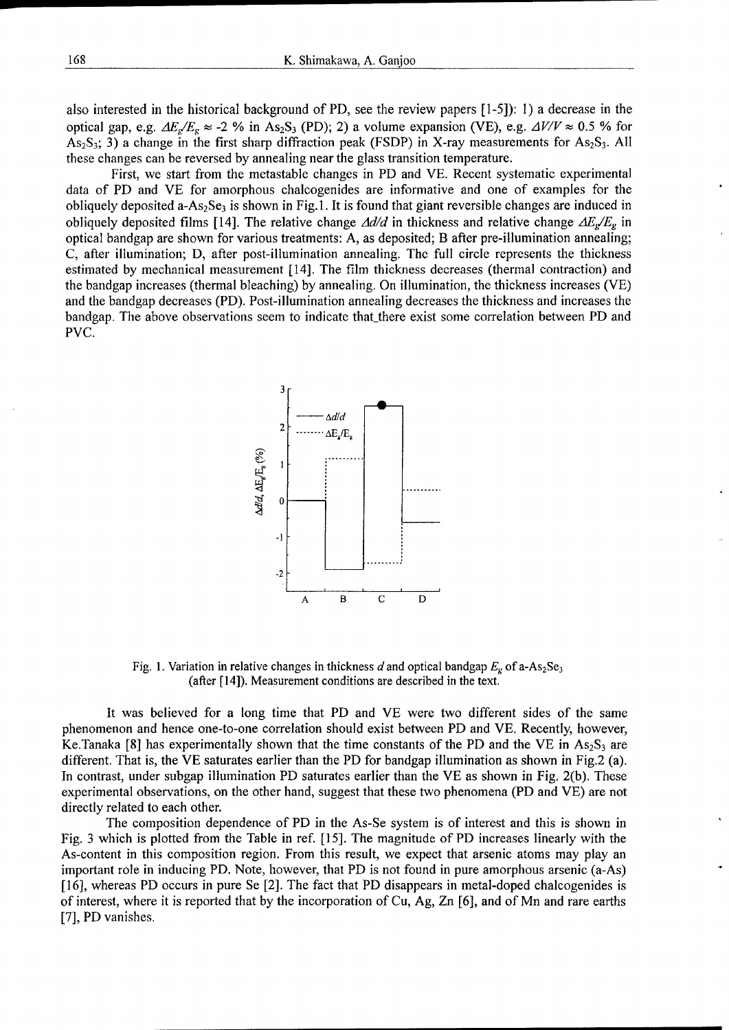also interested in the historical background of PD, see the review papers [1-5]): 1) a decrease in the optical gap, e.g. $\Delta E_g/E_g \approx$ -2 % in $As_2S_3$ (PD); 2) a volume expansion (VE), e.g. $\Delta V/V \approx 0.5$ % for $As_2S_3$; 3) a change in the first sharp diffraction peak (FSDP) in X-ray measurements for $As_2S_3$. All these changes can be reversed by annealing near the glass transition temperature.

First, we start from the metastable changes in PD and VE. Recent systematic experimental data of PD and VE for amorphous chalcogenides are informative and one of examples for the obliquely deposited a-$As_2Se_3$ is shown in Fig.1. It is found that giant reversible changes are induced in obliquely deposited films [14]. The relative change $\Delta d/d$ in thickness and relative change $\Delta E_g/E_g$ in optical bandgap are shown for various treatments: A, as deposited; B after pre-illumination annealing; C, after illumination; D, after post-illumination annealing. The full circle represents the thickness estimated by mechanical measurement [14]. The film thickness decreases (thermal contraction) and the bandgap increases (thermal bleaching) by annealing. On illumination, the thickness increases (VE) and the bandgap decreases (PD). Post-illumination annealing decreases the thickness and increases the bandgap. The above observations seem to indicate that there exist some correlation between PD and PVC.

Fig. 1. Variation in relative changes in thickness $d$ and optical bandgap $E_g$ of a-$As_2Se_3$ (after [14]). Measurement conditions are described in the text.

It was believed for a long time that PD and VE were two different sides of the same phenomenon and hence one-to-one correlation should exist between PD and VE. Recently, however, Ke.Tanaka [8] has experimentally shown that the time constants of the PD and the VE in $As_2S_3$ are different. That is, the VE saturates earlier than the PD for bandgap illumination as shown in Fig.2 (a). In contrast, under subgap illumination PD saturates earlier than the VE as shown in Fig. 2(b). These experimental observations, on the other hand, suggest that these two phenomena (PD and VE) are not directly related to each other.

The composition dependence of PD in the As-Se system is of interest and this is shown in Fig. 3 which is plotted from the Table in ref. [15]. The magnitude of PD increases linearly with the As-content in this composition region. From this result, we expect that arsenic atoms may play an important role in inducing PD. Note, however, that PD is not found in pure amorphous arsenic (a-As) [16], whereas PD occurs in pure Se [2]. The fact that PD disappears in metal-doped chalcogenides is of interest, where it is reported that by the incorporation of Cu, Ag, Zn [6], and of Mn and rare earths [7], PD vanishes.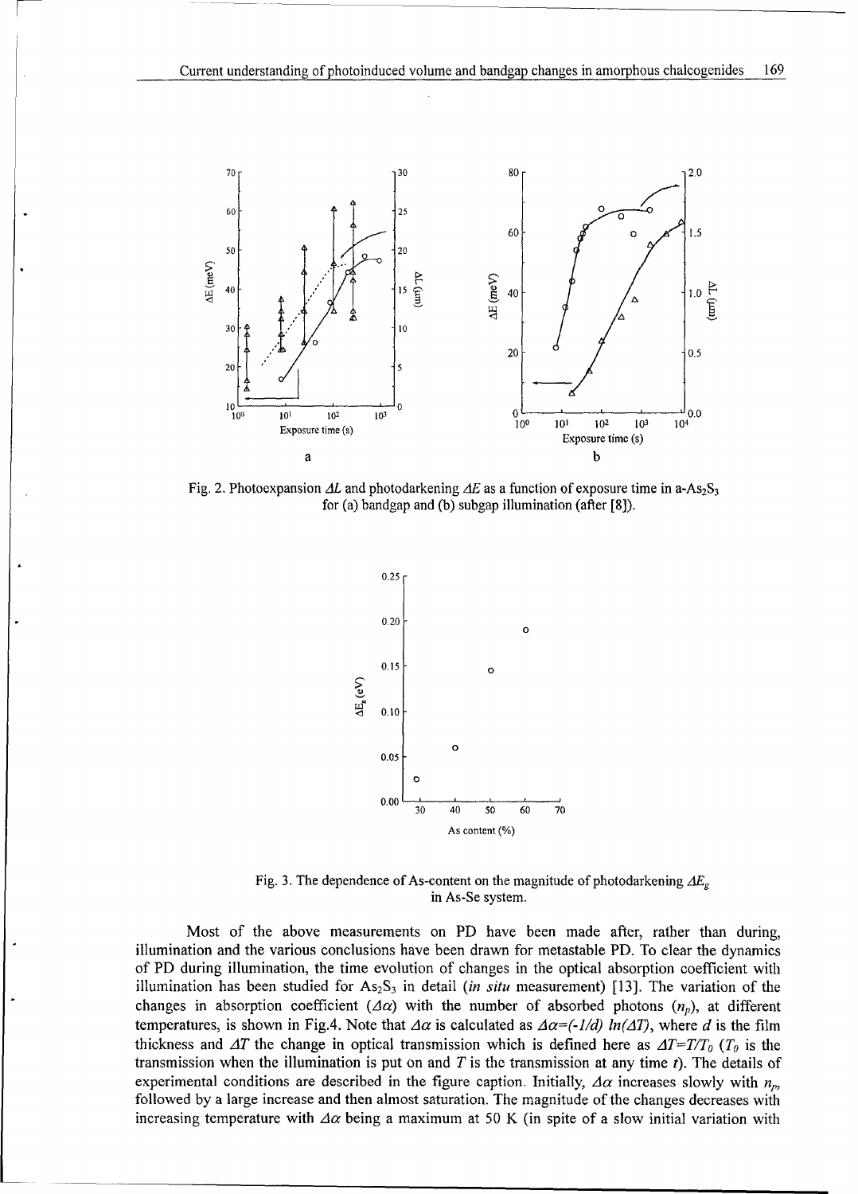Fig. 2. Photoexpansion $\Delta L$ and photodarkening $\Delta E$ as a function of exposure time in a-$As_2S_3$ for (a) bandgap and (b) subgap illumination (after [8]).

Fig. 3. The dependence of As-content on the magnitude of photodarkening $\Delta E_g$ in As-Se system.

Most of the above measurements on PD have been made after, rather than during, illumination and the various conclusions have been drawn for metastable PD. To clear the dynamics of PD during illumination, the time evolution of changes in the optical absorption coefficient with illumination has been studied for $As_2S_3$ in detail (*in situ* measurement) [13]. The variation of the changes in absorption coefficient ($\Delta\alpha$) with the number of absorbed photons ($n_p$), at different temperatures, is shown in Fig.4. Note that $\Delta\alpha$ is calculated as $\Delta\alpha=(-1/d)\ ln(\Delta T)$, where $d$ is the film thickness and $\Delta T$ the change in optical transmission which is defined here as $\Delta T=T/T_0$ ($T_0$ is the transmission when the illumination is put on and $T$ is the transmission at any time $t$). The details of experimental conditions are described in the figure caption. Initially, $\Delta\alpha$ increases slowly with $n_p$, followed by a large increase and then almost saturation. The magnitude of the changes decreases with increasing temperature with $\Delta\alpha$ being a maximum at 50 K (in spite of a slow initial variation with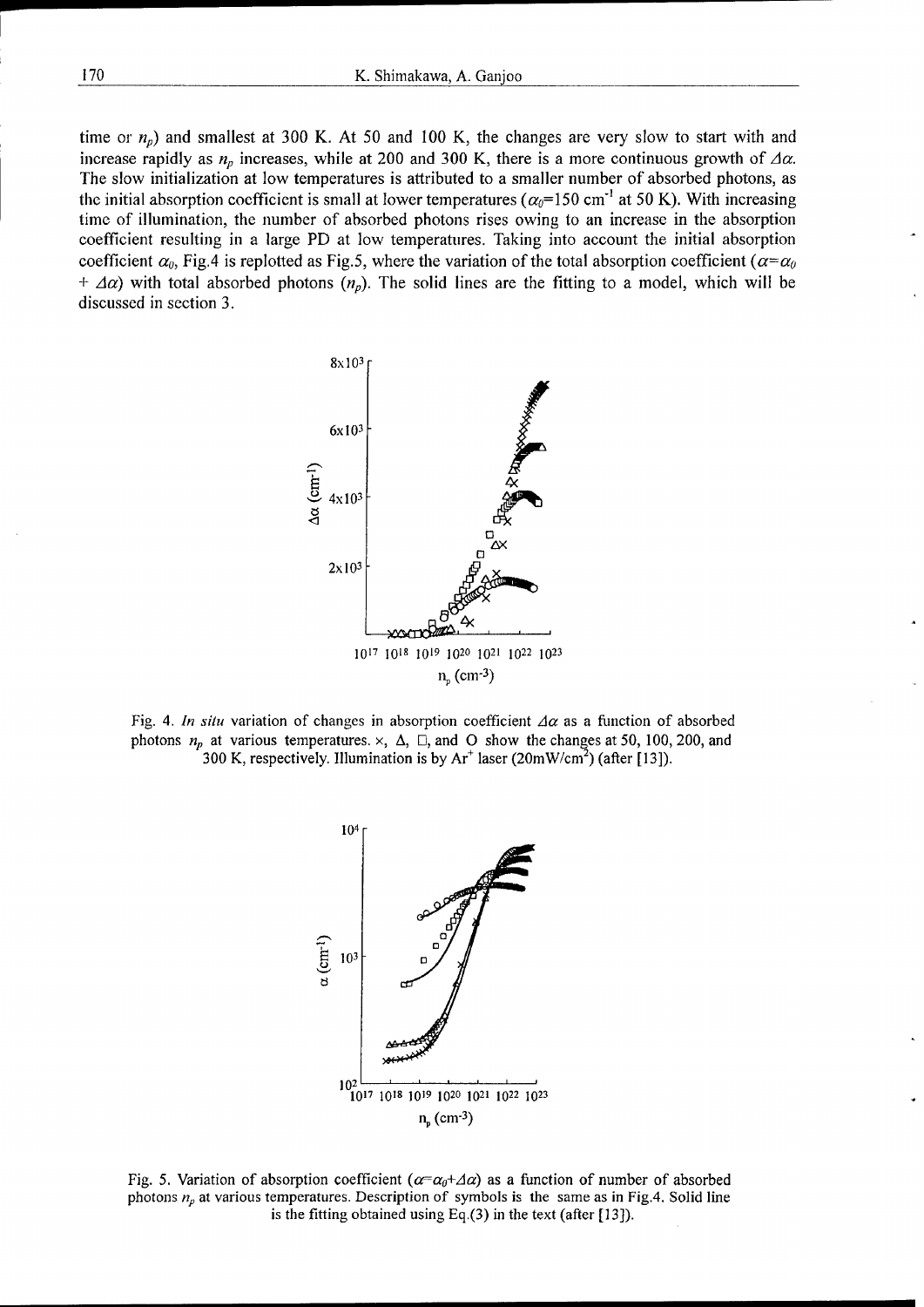time or $n_p$) and smallest at 300 K. At 50 and 100 K, the changes are very slow to start with and increase rapidly as $n_p$ increases, while at 200 and 300 K, there is a more continuous growth of $\Delta\alpha$. The slow initialization at low temperatures is attributed to a smaller number of absorbed photons, as the initial absorption coefficient is small at lower temperatures ($\alpha_0$=150 cm$^{-1}$ at 50 K). With increasing time of illumination, the number of absorbed photons rises owing to an increase in the absorption coefficient resulting in a large PD at low temperatures. Taking into account the initial absorption coefficient $\alpha_0$, Fig.4 is replotted as Fig.5, where the variation of the total absorption coefficient ($\alpha=\alpha_0 + \Delta\alpha$) with total absorbed photons ($n_p$). The solid lines are the fitting to a model, which will be discussed in section 3.

Fig. 4. *In situ* variation of changes in absorption coefficient $\Delta\alpha$ as a function of absorbed photons $n_p$ at various temperatures. ×, Δ, □, and O show the changes at 50, 100, 200, and 300 K, respectively. Illumination is by $Ar^+$ laser (20mW/cm$^2$) (after [13]).

Fig. 5. Variation of absorption coefficient ($\alpha=\alpha_0+\Delta\alpha$) as a function of number of absorbed photons $n_p$ at various temperatures. Description of symbols is the same as in Fig.4. Solid line is the fitting obtained using Eq.(3) in the text (after [13]).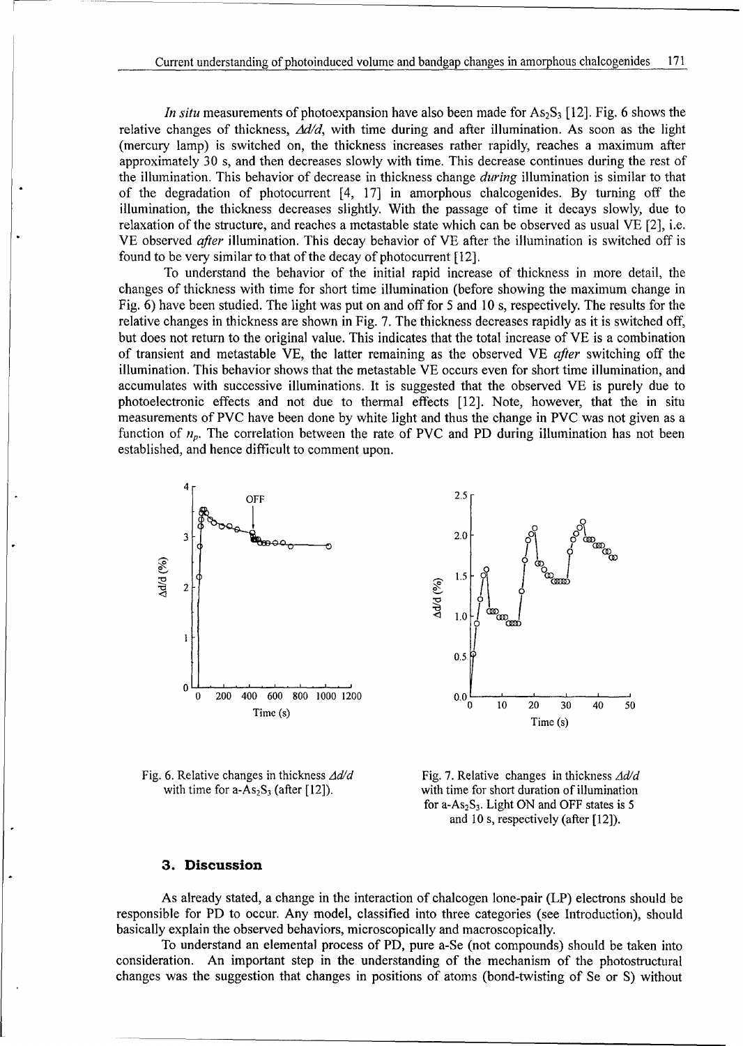*In situ* measurements of photoexpansion have also been made for $As_2S_3$ [12]. Fig. 6 shows the relative changes of thickness, $\Delta d/d$, with time during and after illumination. As soon as the light (mercury lamp) is switched on, the thickness increases rather rapidly, reaches a maximum after approximately 30 s, and then decreases slowly with time. This decrease continues during the rest of the illumination. This behavior of decrease in thickness change *during* illumination is similar to that of the degradation of photocurrent [4, 17] in amorphous chalcogenides. By turning off the illumination, the thickness decreases slightly. With the passage of time it decays slowly, due to relaxation of the structure, and reaches a metastable state which can be observed as usual VE [2], i.e. VE observed *after* illumination. This decay behavior of VE after the illumination is switched off is found to be very similar to that of the decay of photocurrent [12].

To understand the behavior of the initial rapid increase of thickness in more detail, the changes of thickness with time for short time illumination (before showing the maximum change in Fig. 6) have been studied. The light was put on and off for 5 and 10 s, respectively. The results for the relative changes in thickness are shown in Fig. 7. The thickness decreases rapidly as it is switched off, but does not return to the original value. This indicates that the total increase of VE is a combination of transient and metastable VE, the latter remaining as the observed VE *after* switching off the illumination. This behavior shows that the metastable VE occurs even for short time illumination, and accumulates with successive illuminations. It is suggested that the observed VE is purely due to photoelectronic effects and not due to thermal effects [12]. Note, however, that the in situ measurements of PVC have been done by white light and thus the change in PVC was not given as a function of $n_p$. The correlation between the rate of PVC and PD during illumination has not been established, and hence difficult to comment upon.

Fig. 6. Relative changes in thickness $\Delta d/d$ with time for a-$As_2S_3$ (after [12]).

Fig. 7. Relative changes in thickness $\Delta d/d$ with time for short duration of illumination for a-$As_2S_3$. Light ON and OFF states is 5 and 10 s, respectively (after [12]).

## 3. Discussion

As already stated, a change in the interaction of chalcogen lone-pair (LP) electrons should be responsible for PD to occur. Any model, classified into three categories (see Introduction), should basically explain the observed behaviors, microscopically and macroscopically.

To understand an elemental process of PD, pure a-Se (not compounds) should be taken into consideration. An important step in the understanding of the mechanism of the photostructural changes was the suggestion that changes in positions of atoms (bond-twisting of Se or S) without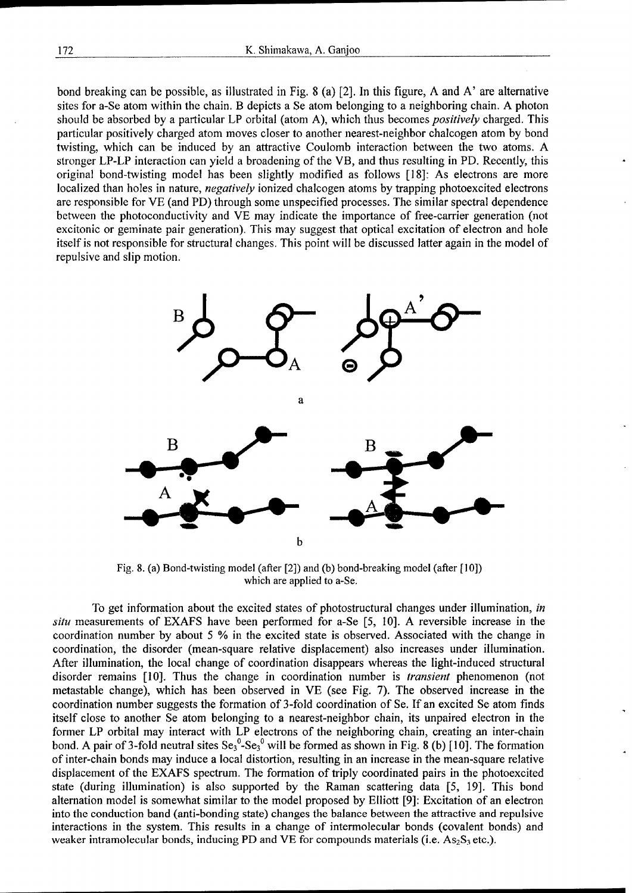bond breaking can be possible, as illustrated in Fig. 8 (a) [2]. In this figure, A and A' are alternative sites for a-Se atom within the chain. B depicts a Se atom belonging to a neighboring chain. A photon should be absorbed by a particular LP orbital (atom A), which thus becomes *positively* charged. This particular positively charged atom moves closer to another nearest-neighbor chalcogen atom by bond twisting, which can be induced by an attractive Coulomb interaction between the two atoms. A stronger LP-LP interaction can yield a broadening of the VB, and thus resulting in PD. Recently, this original bond-twisting model has been slightly modified as follows [18]: As electrons are more localized than holes in nature, *negatively* ionized chalcogen atoms by trapping photoexcited electrons are responsible for VE (and PD) through some unspecified processes. The similar spectral dependence between the photoconductivity and VE may indicate the importance of free-carrier generation (not excitonic or geminate pair generation). This may suggest that optical excitation of electron and hole itself is not responsible for structural changes. This point will be discussed latter again in the model of repulsive and slip motion.

Fig. 8. (a) Bond-twisting model (after [2]) and (b) bond-breaking model (after [10]) which are applied to a-Se.

To get information about the excited states of photostructural changes under illumination, *in situ* measurements of EXAFS have been performed for a-Se [5, 10]. A reversible increase in the coordination number by about 5 % in the excited state is observed. Associated with the change in coordination, the disorder (mean-square relative displacement) also increases under illumination. After illumination, the local change of coordination disappears whereas the light-induced structural disorder remains [10]. Thus the change in coordination number is *transient* phenomenon (not metastable change), which has been observed in VE (see Fig. 7). The observed increase in the coordination number suggests the formation of 3-fold coordination of Se. If an excited Se atom finds itself close to another Se atom belonging to a nearest-neighbor chain, its unpaired electron in the former LP orbital may interact with LP electrons of the neighboring chain, creating an inter-chain bond. A pair of 3-fold neutral sites $Se_3^0$-$Se_3^0$ will be formed as shown in Fig. 8 (b) [10]. The formation of inter-chain bonds may induce a local distortion, resulting in an increase in the mean-square relative displacement of the EXAFS spectrum. The formation of triply coordinated pairs in the photoexcited state (during illumination) is also supported by the Raman scattering data [5, 19]. This bond alternation model is somewhat similar to the model proposed by Elliott [9]: Excitation of an electron into the conduction band (anti-bonding state) changes the balance between the attractive and repulsive interactions in the system. This results in a change of intermolecular bonds (covalent bonds) and weaker intramolecular bonds, inducing PD and VE for compounds materials (i.e. $As_2S_3$ etc.).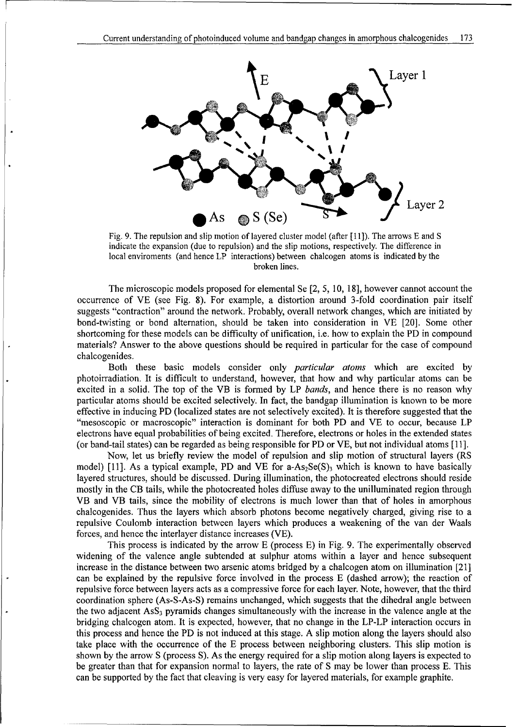Fig. 9. The repulsion and slip motion of layered cluster model (after [11]). The arrows E and S indicate the expansion (due to repulsion) and the slip motions, respectively. The difference in local enviroments (and hence LP interactions) between chalcogen atoms is indicated by the broken lines.

The microscopic models proposed for elemental Se [2, 5, 10, 18], however cannot account the occurrence of VE (see Fig. 8). For example, a distortion around 3-fold coordination pair itself suggests "contraction" around the network. Probably, overall network changes, which are initiated by bond-twisting or bond alternation, should be taken into consideration in VE [20]. Some other shortcoming for these models can be difficulty of unification, i.e. how to explain the PD in compound materials? Answer to the above questions should be required in particular for the case of compound chalcogenides.

Both these basic models consider only *particular atoms* which are excited by photoirradiation. It is difficult to understand, however, that how and why particular atoms can be excited in a solid. The top of the VB is formed by LP *bands*, and hence there is no reason why particular atoms should be excited selectively. In fact, the bandgap illumination is known to be more effective in inducing PD (localized states are not selectively excited). It is therefore suggested that the "mesoscopic or macroscopic" interaction is dominant for both PD and VE to occur, because LP electrons have equal probabilities of being excited. Therefore, electrons or holes in the extended states (or band-tail states) can be regarded as being responsible for PD or VE, but not individual atoms [11].

Now, let us briefly review the model of repulsion and slip motion of structural layers (RS model) [11]. As a typical example, PD and VE for a-$As_2Se(S)_3$ which is known to have basically layered structures, should be discussed. During illumination, the photocreated electrons should reside mostly in the CB tails, while the photocreated holes diffuse away to the unilluminated region through VB and VB tails, since the mobility of electrons is much lower than that of holes in amorphous chalcogenides. Thus the layers which absorb photons become negatively charged, giving rise to a repulsive Coulomb interaction between layers which produces a weakening of the van der Waals forces, and hence the interlayer distance increases (VE).

This process is indicated by the arrow E (process E) in Fig. 9. The experimentally observed widening of the valence angle subtended at sulphur atoms within a layer and hence subsequent increase in the distance between two arsenic atoms bridged by a chalcogen atom on illumination [21] can be explained by the repulsive force involved in the process E (dashed arrow); the reaction of repulsive force between layers acts as a compressive force for each layer. Note, however, that the third coordination sphere (As-S-As-S) remains unchanged, which suggests that the dihedral angle between the two adjacent $AsS_3$ pyramids changes simultaneously with the increase in the valence angle at the bridging chalcogen atom. It is expected, however, that no change in the LP-LP interaction occurs in this process and hence the PD is not induced at this stage. A slip motion along the layers should also take place with the occurrence of the E process between neighboring clusters. This slip motion is shown by the arrow S (process S). As the energy required for a slip motion along layers is expected to be greater than that for expansion normal to layers, the rate of S may be lower than process E. This can be supported by the fact that cleaving is very easy for layered materials, for example graphite.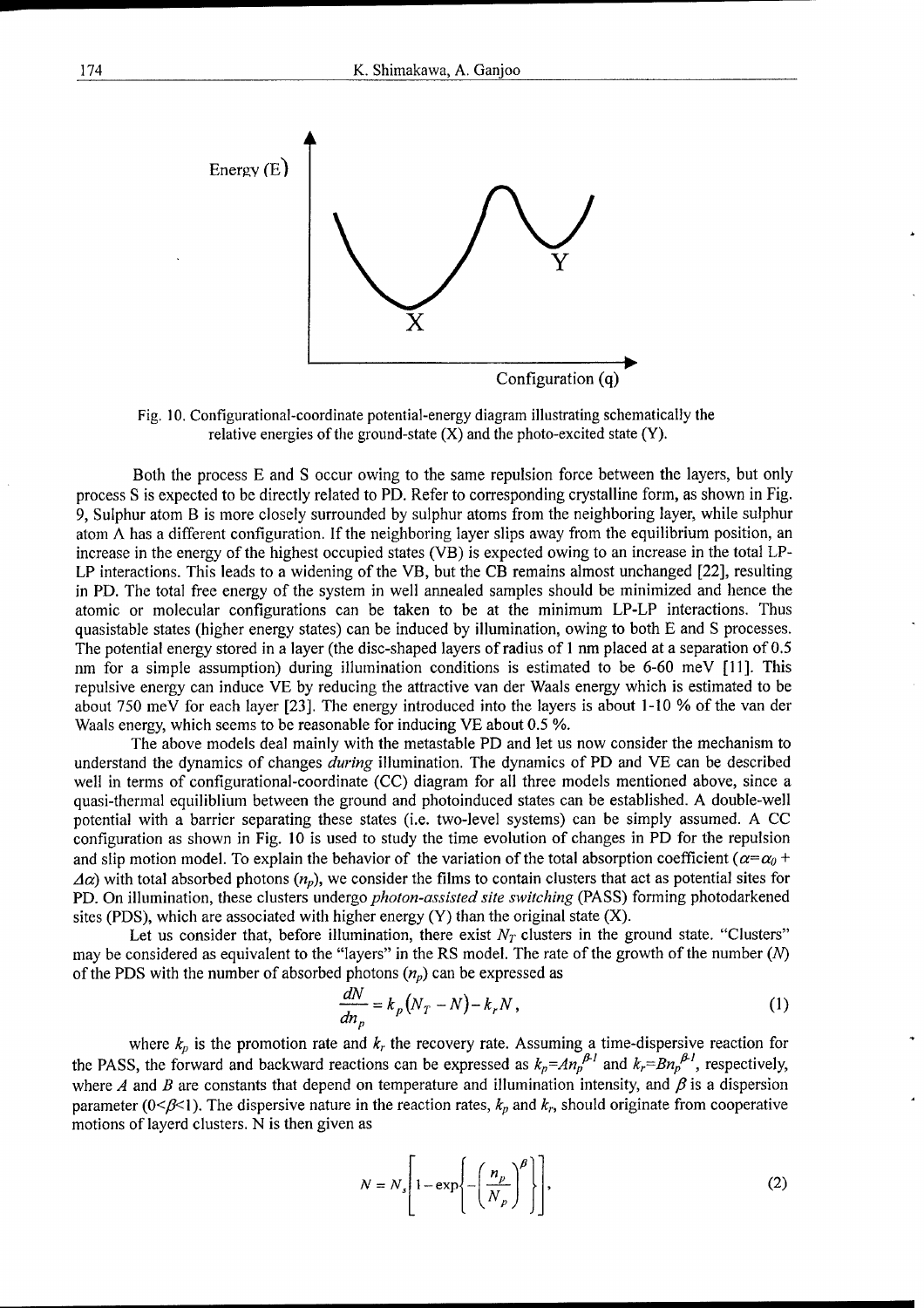Fig. 10. Configurational-coordinate potential-energy diagram illustrating schematically the relative energies of the ground-state (X) and the photo-excited state (Y).

Both the process E and S occur owing to the same repulsion force between the layers, but only process S is expected to be directly related to PD. Refer to corresponding crystalline form, as shown in Fig. 9, Sulphur atom B is more closely surrounded by sulphur atoms from the neighboring layer, while sulphur atom A has a different configuration. If the neighboring layer slips away from the equilibrium position, an increase in the energy of the highest occupied states (VB) is expected owing to an increase in the total LP-LP interactions. This leads to a widening of the VB, but the CB remains almost unchanged [22], resulting in PD. The total free energy of the system in well annealed samples should be minimized and hence the atomic or molecular configurations can be taken to be at the minimum LP-LP interactions. Thus quasistable states (higher energy states) can be induced by illumination, owing to both E and S processes. The potential energy stored in a layer (the disc-shaped layers of radius of 1 nm placed at a separation of 0.5 nm for a simple assumption) during illumination conditions is estimated to be 6-60 meV [11]. This repulsive energy can induce VE by reducing the attractive van der Waals energy which is estimated to be about 750 meV for each layer [23]. The energy introduced into the layers is about 1-10 % of the van der Waals energy, which seems to be reasonable for inducing VE about 0.5 %.

The above models deal mainly with the metastable PD and let us now consider the mechanism to understand the dynamics of changes *during* illumination. The dynamics of PD and VE can be described well in terms of configurational-coordinate (CC) diagram for all three models mentioned above, since a quasi-thermal equiliblium between the ground and photoinduced states can be established. A double-well potential with a barrier separating these states (i.e. two-level systems) can be simply assumed. A CC configuration as shown in Fig. 10 is used to study the time evolution of changes in PD for the repulsion and slip motion model. To explain the behavior of the variation of the total absorption coefficient ($\alpha = \alpha_0 + \Delta\alpha$) with total absorbed photons ($n_p$), we consider the films to contain clusters that act as potential sites for PD. On illumination, these clusters undergo *photon-assisted site switching* (PASS) forming photodarkened sites (PDS), which are associated with higher energy (Y) than the original state (X).

Let us consider that, before illumination, there exist $N_T$ clusters in the ground state. "Clusters" may be considered as equivalent to the "layers" in the RS model. The rate of the growth of the number ($N$) of the PDS with the number of absorbed photons ($n_p$) can be expressed as

$$\frac{dN}{dn_p} = k_p(N_T - N) - k_r N, \tag{1}$$

where $k_p$ is the promotion rate and $k_r$ the recovery rate. Assuming a time-dispersive reaction for the PASS, the forward and backward reactions can be expressed as $k_p = A n_p^{\beta-1}$ and $k_r = B n_p^{\beta-1}$, respectively, where $A$ and $B$ are constants that depend on temperature and illumination intensity, and $\beta$ is a dispersion parameter ($0<\beta<1$). The dispersive nature in the reaction rates, $k_p$ and $k_r$, should originate from cooperative motions of layerd clusters. N is then given as

$$N = N_s \left[ 1 - \exp\left\{ -\left( \frac{n_p}{N_p} \right)^{\beta} \right\} \right], \tag{2}$$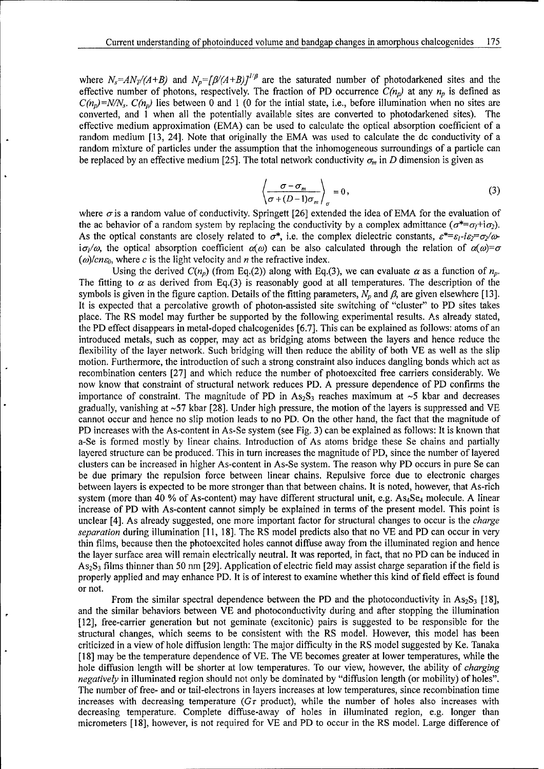where $N_s=AN_T/(A+B)$ and $N_p=[\beta/(A+B)]^{1/\beta}$ are the saturated number of photodarkened sites and the effective number of photons, respectively. The fraction of PD occurrence $C(n_p)$ at any $n_p$ is defined as $C(n_p)=N/N_s$. $C(n_p)$ lies between 0 and 1 (0 for the intial state, i.e., before illumination when no sites are converted, and 1 when all the potentially available sites are converted to photodarkened sites). The effective medium approximation (EMA) can be used to calculate the optical absorption coefficient of a random medium [13, 24]. Note that originally the EMA was used to calculate the dc conductivity of a random mixture of particles under the assumption that the inhomogeneous surroundings of a particle can be replaced by an effective medium [25]. The total network conductivity $\sigma_m$ in $D$ dimension is given as

$$\left\langle \frac{\sigma - \sigma_m}{\sigma + (D-1)\sigma_m} \right\rangle_\sigma = 0, \tag{3}$$

where $\sigma$ is a random value of conductivity. Springett [26] extended the idea of EMA for the evaluation of the ac behavior of a random system by replacing the conductivity by a complex admittance ($\sigma^*=\sigma_1+i\sigma_2$). As the optical constants are closely related to $\sigma^*$, i.e. the complex dielectric constants, $\varepsilon^*=\varepsilon_1-i\varepsilon_2=\sigma_2/\omega-i\sigma_1/\omega$, the optical absorption coefficient $\alpha(\omega)$ can be also calculated through the relation of $\alpha(\omega)=\sigma(\omega)/cn\varepsilon_0$, where $c$ is the light velocity and $n$ the refractive index.

Using the derived $C(n_p)$ (from Eq.(2)) along with Eq.(3), we can evaluate $\alpha$ as a function of $n_p$. The fitting to $\alpha$ as derived from Eq.(3) is reasonably good at all temperatures. The description of the symbols is given in the figure caption. Details of the fitting parameters, $N_p$ and $\beta$, are given elsewhere [13]. It is expected that a percolative growth of photon-assisted site switching of "cluster" to PD sites takes place. The RS model may further be supported by the following experimental results. As already stated, the PD effect disappears in metal-doped chalcogenides [6.7]. This can be explained as follows: atoms of an introduced metals, such as copper, may act as bridging atoms between the layers and hence reduce the flexibility of the layer network. Such bridging will then reduce the ability of both VE as well as the slip motion. Furthermore, the introduction of such a strong constraint also induces dangling bonds which act as recombination centers [27] and which reduce the number of photoexcited free carriers considerably. We now know that constraint of structural network reduces PD. A pressure dependence of PD confirms the importance of constraint. The magnitude of PD in $As_2S_3$ reaches maximum at ~5 kbar and decreases gradually, vanishing at ~57 kbar [28]. Under high pressure, the motion of the layers is suppressed and VE cannot occur and hence no slip motion leads to no PD. On the other hand, the fact that the magnitude of PD increases with the As-content in As-Se system (see Fig. 3) can be explained as follows: It is known that a-Se is formed mostly by linear chains. Introduction of As atoms bridge these Se chains and partially layered structure can be produced. This in turn increases the magnitude of PD, since the number of layered clusters can be increased in higher As-content in As-Se system. The reason why PD occurs in pure Se can be due primary the repulsion force between linear chains. Repulsive force due to electronic charges between layers is expected to be more stronger than that between chains. It is noted, however, that As-rich system (more than 40 % of As-content) may have different structural unit, e.g. $As_4Se_4$ molecule. A linear increase of PD with As-content cannot simply be explained in terms of the present model. This point is unclear [4]. As already suggested, one more important factor for structural changes to occur is the *charge separation* during illumination [11, 18]. The RS model predicts also that no VE and PD can occur in very thin films, because then the photoexcited holes cannot diffuse away from the illuminated region and hence the layer surface area will remain electrically neutral. It was reported, in fact, that no PD can be induced in $As_2S_3$ films thinner than 50 nm [29]. Application of electric field may assist charge separation if the field is properly applied and may enhance PD. It is of interest to examine whether this kind of field effect is found or not.

From the similar spectral dependence between the PD and the photoconductivity in $As_2S_3$ [18], and the similar behaviors between VE and photoconductivity during and after stopping the illumination [12], free-carrier generation but not geminate (excitonic) pairs is suggested to be responsible for the structural changes, which seems to be consistent with the RS model. However, this model has been criticized in a view of hole diffusion length: The major difficulty in the RS model suggested by Ke. Tanaka [18] may be the temperature dependence of VE. The VE becomes greater at lower temperatures, while the hole diffusion length will be shorter at low temperatures. To our view, however, the ability of *charging negatively* in illuminated region should not only be dominated by "diffusion length (or mobility) of holes". The number of free- and or tail-electrons in layers increases at low temperatures, since recombination time increases with decreasing temperature ($G\tau$ product), while the number of holes also increases with decreasing temperature. Complete diffuse-away of holes in illuminated region, e.g. longer than micrometers [18], however, is not required for VE and PD to occur in the RS model. Large difference of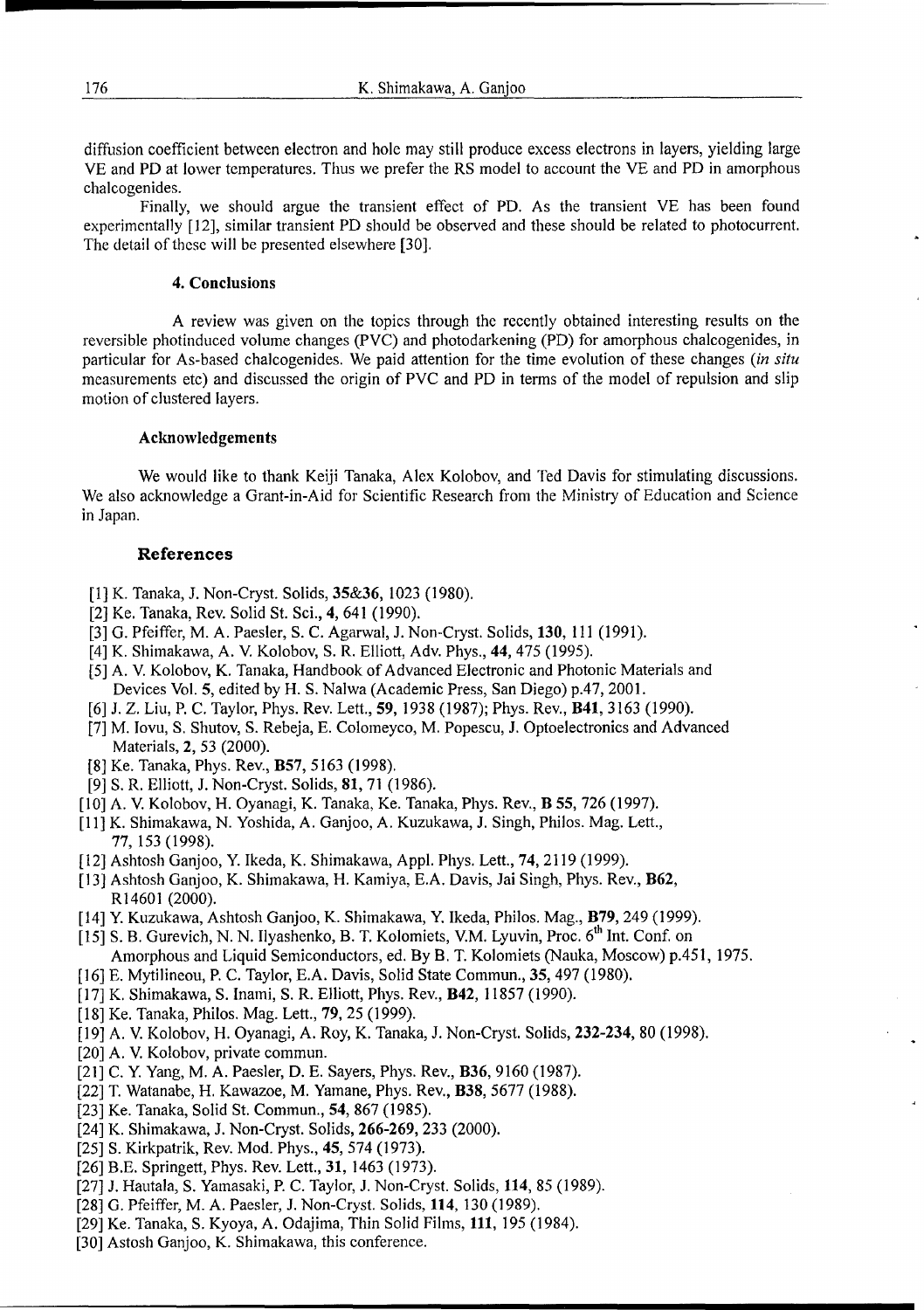diffusion coefficient between electron and hole may still produce excess electrons in layers, yielding large VE and PD at lower temperatures. Thus we prefer the RS model to account the VE and PD in amorphous chalcogenides.

Finally, we should argue the transient effect of PD. As the transient VE has been found experimentally [12], similar transient PD should be observed and these should be related to photocurrent. The detail of these will be presented elsewhere [30].

## 4. Conclusions

A review was given on the topics through the recently obtained interesting results on the reversible photinduced volume changes (PVC) and photodarkening (PD) for amorphous chalcogenides, in particular for As-based chalcogenides. We paid attention for the time evolution of these changes (*in situ* measurements etc) and discussed the origin of PVC and PD in terms of the model of repulsion and slip motion of clustered layers.

## Acknowledgements

We would like to thank Keiji Tanaka, Alex Kolobov, and Ted Davis for stimulating discussions. We also acknowledge a Grant-in-Aid for Scientific Research from the Ministry of Education and Science in Japan.

## References

[1] K. Tanaka, J. Non-Cryst. Solids, **35&36**, 1023 (1980).
[2] Ke. Tanaka, Rev. Solid St. Sci., **4**, 641 (1990).
[3] G. Pfeiffer, M. A. Paesler, S. C. Agarwal, J. Non-Cryst. Solids, **130**, 111 (1991).
[4] K. Shimakawa, A. V. Kolobov, S. R. Elliott, Adv. Phys., **44**, 475 (1995).
[5] A. V. Kolobov, K. Tanaka, Handbook of Advanced Electronic and Photonic Materials and Devices Vol. **5**, edited by H. S. Nalwa (Academic Press, San Diego) p.47, 2001.
[6] J. Z. Liu, P. C. Taylor, Phys. Rev. Lett., **59**, 1938 (1987); Phys. Rev., **B41**, 3163 (1990).
[7] M. Iovu, S. Shutov, S. Rebeja, E. Colomeyco, M. Popescu, J. Optoelectronics and Advanced Materials, **2**, 53 (2000).
[8] Ke. Tanaka, Phys. Rev., **B57**, 5163 (1998).
[9] S. R. Elliott, J. Non-Cryst. Solids, **81**, 71 (1986).
[10] A. V. Kolobov, H. Oyanagi, K. Tanaka, Ke. Tanaka, Phys. Rev., **B 55**, 726 (1997).
[11] K. Shimakawa, N. Yoshida, A. Ganjoo, A. Kuzukawa, J. Singh, Philos. Mag. Lett., **77**, 153 (1998).
[12] Ashtosh Ganjoo, Y. Ikeda, K. Shimakawa, Appl. Phys. Lett., **74**, 2119 (1999).
[13] Ashtosh Ganjoo, K. Shimakawa, H. Kamiya, E.A. Davis, Jai Singh, Phys. Rev., **B62**, R14601 (2000).
[14] Y. Kuzukawa, Ashtosh Ganjoo, K. Shimakawa, Y. Ikeda, Philos. Mag., **B79**, 249 (1999).
[15] S. B. Gurevich, N. N. Ilyashenko, B. T. Kolomiets, V.M. Lyuvin, Proc. 6th Int. Conf. on Amorphous and Liquid Semiconductors, ed. By B. T. Kolomiets (Nauka, Moscow) p.451, 1975.
[16] E. Mytilineou, P. C. Taylor, E.A. Davis, Solid State Commun., **35**, 497 (1980).
[17] K. Shimakawa, S. Inami, S. R. Elliott, Phys. Rev., **B42**, 11857 (1990).
[18] Ke. Tanaka, Philos. Mag. Lett., **79**, 25 (1999).
[19] A. V. Kolobov, H. Oyanagi, A. Roy, K. Tanaka, J. Non-Cryst. Solids, **232-234**, 80 (1998).
[20] A. V. Kolobov, private commun.
[21] C. Y. Yang, M. A. Paesler, D. E. Sayers, Phys. Rev., **B36**, 9160 (1987).
[22] T. Watanabe, H. Kawazoe, M. Yamane, Phys. Rev., **B38**, 5677 (1988).
[23] Ke. Tanaka, Solid St. Commun., **54**, 867 (1985).
[24] K. Shimakawa, J. Non-Cryst. Solids, **266-269**, 233 (2000).
[25] S. Kirkpatrik, Rev. Mod. Phys., **45**, 574 (1973).
[26] B.E. Springett, Phys. Rev. Lett., **31**, 1463 (1973).
[27] J. Hautala, S. Yamasaki, P. C. Taylor, J. Non-Cryst. Solids, **114**, 85 (1989).
[28] G. Pfeiffer, M. A. Paesler, J. Non-Cryst. Solids, **114**, 130 (1989).
[29] Ke. Tanaka, S. Kyoya, A. Odajima, Thin Solid Films, **111**, 195 (1984).
[30] Astosh Ganjoo, K. Shimakawa, this conference.